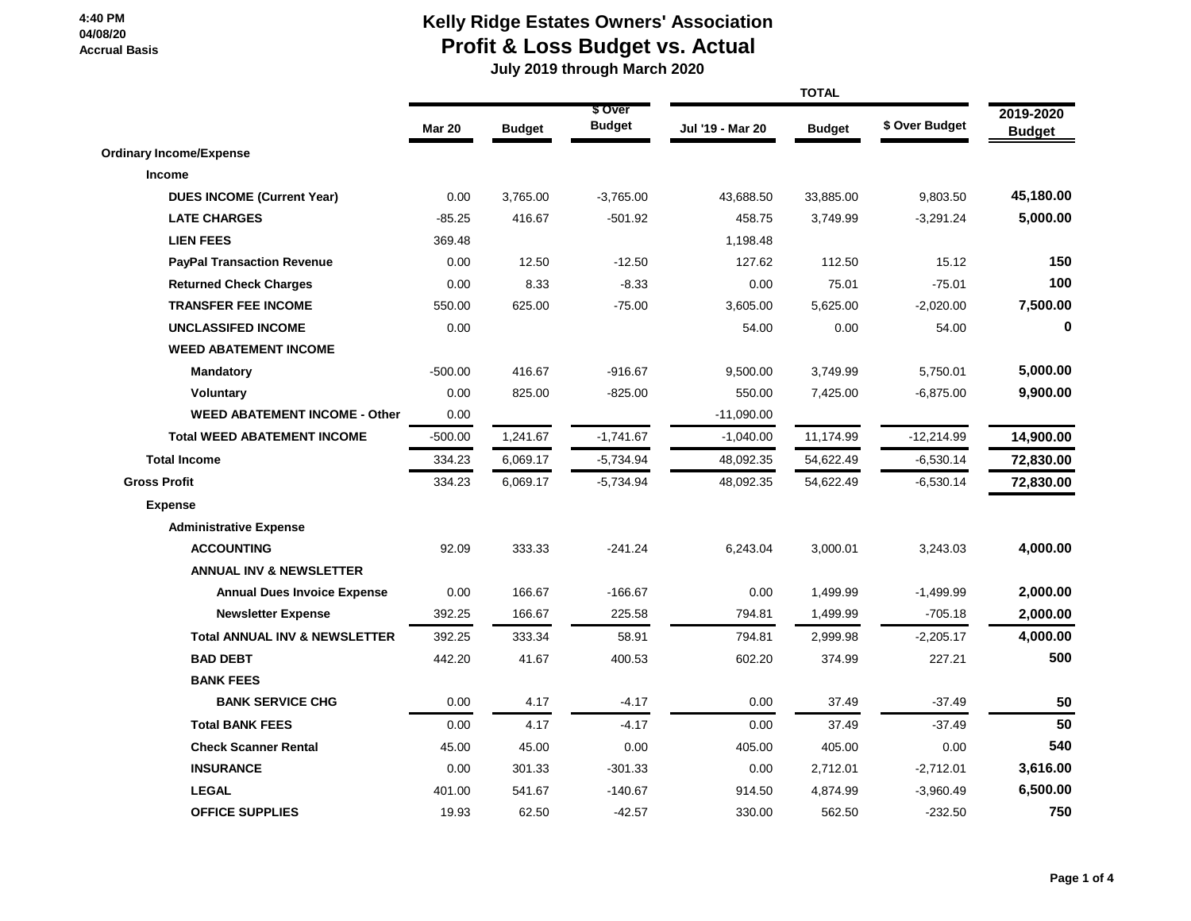4:40 PM
04/08/20
Accrual Basis

# Kelly Ridge Estates Owners' Association
## Profit & Loss Budget vs. Actual
### July 2019 through March 2020

| | Mar 20 | Budget | $ Over Budget | Jul '19 - Mar 20 | Budget | $ Over Budget | 2019-2020 Budget |
|---|---|---|---|---|---|---|---|
| | | | | TOTAL | | | |
| **Ordinary Income/Expense** | | | | | | | |
| **Income** | | | | | | | |
| **DUES INCOME (Current Year)** | 0.00 | 3,765.00 | -3,765.00 | 43,688.50 | 33,885.00 | 9,803.50 | 45,180.00 |
| **LATE CHARGES** | -85.25 | 416.67 | -501.92 | 458.75 | 3,749.99 | -3,291.24 | 5,000.00 |
| **LIEN FEES** | 369.48 | | | 1,198.48 | | | |
| **PayPal Transaction Revenue** | 0.00 | 12.50 | -12.50 | 127.62 | 112.50 | 15.12 | 150 |
| **Returned Check Charges** | 0.00 | 8.33 | -8.33 | 0.00 | 75.01 | -75.01 | 100 |
| **TRANSFER FEE INCOME** | 550.00 | 625.00 | -75.00 | 3,605.00 | 5,625.00 | -2,020.00 | 7,500.00 |
| **UNCLASSIFED INCOME** | 0.00 | | | 54.00 | 0.00 | 54.00 | 0 |
| **WEED ABATEMENT INCOME** | | | | | | | |
| **Mandatory** | -500.00 | 416.67 | -916.67 | 9,500.00 | 3,749.99 | 5,750.01 | 5,000.00 |
| **Voluntary** | 0.00 | 825.00 | -825.00 | 550.00 | 7,425.00 | -6,875.00 | 9,900.00 |
| **WEED ABATEMENT INCOME - Other** | 0.00 | | | -11,090.00 | | | |
| **Total WEED ABATEMENT INCOME** | -500.00 | 1,241.67 | -1,741.67 | -1,040.00 | 11,174.99 | -12,214.99 | 14,900.00 |
| **Total Income** | 334.23 | 6,069.17 | -5,734.94 | 48,092.35 | 54,622.49 | -6,530.14 | 72,830.00 |
| **Gross Profit** | 334.23 | 6,069.17 | -5,734.94 | 48,092.35 | 54,622.49 | -6,530.14 | 72,830.00 |
| **Expense** | | | | | | | |
| **Administrative Expense** | | | | | | | |
| **ACCOUNTING** | 92.09 | 333.33 | -241.24 | 6,243.04 | 3,000.01 | 3,243.03 | 4,000.00 |
| **ANNUAL INV & NEWSLETTER** | | | | | | | |
| **Annual Dues Invoice Expense** | 0.00 | 166.67 | -166.67 | 0.00 | 1,499.99 | -1,499.99 | 2,000.00 |
| **Newsletter Expense** | 392.25 | 166.67 | 225.58 | 794.81 | 1,499.99 | -705.18 | 2,000.00 |
| **Total ANNUAL INV & NEWSLETTER** | 392.25 | 333.34 | 58.91 | 794.81 | 2,999.98 | -2,205.17 | 4,000.00 |
| **BAD DEBT** | 442.20 | 41.67 | 400.53 | 602.20 | 374.99 | 227.21 | 500 |
| **BANK FEES** | | | | | | | |
| **BANK SERVICE CHG** | 0.00 | 4.17 | -4.17 | 0.00 | 37.49 | -37.49 | 50 |
| **Total BANK FEES** | 0.00 | 4.17 | -4.17 | 0.00 | 37.49 | -37.49 | 50 |
| **Check Scanner Rental** | 45.00 | 45.00 | 0.00 | 405.00 | 405.00 | 0.00 | 540 |
| **INSURANCE** | 0.00 | 301.33 | -301.33 | 0.00 | 2,712.01 | -2,712.01 | 3,616.00 |
| **LEGAL** | 401.00 | 541.67 | -140.67 | 914.50 | 4,874.99 | -3,960.49 | 6,500.00 |
| **OFFICE SUPPLIES** | 19.93 | 62.50 | -42.57 | 330.00 | 562.50 | -232.50 | 750 |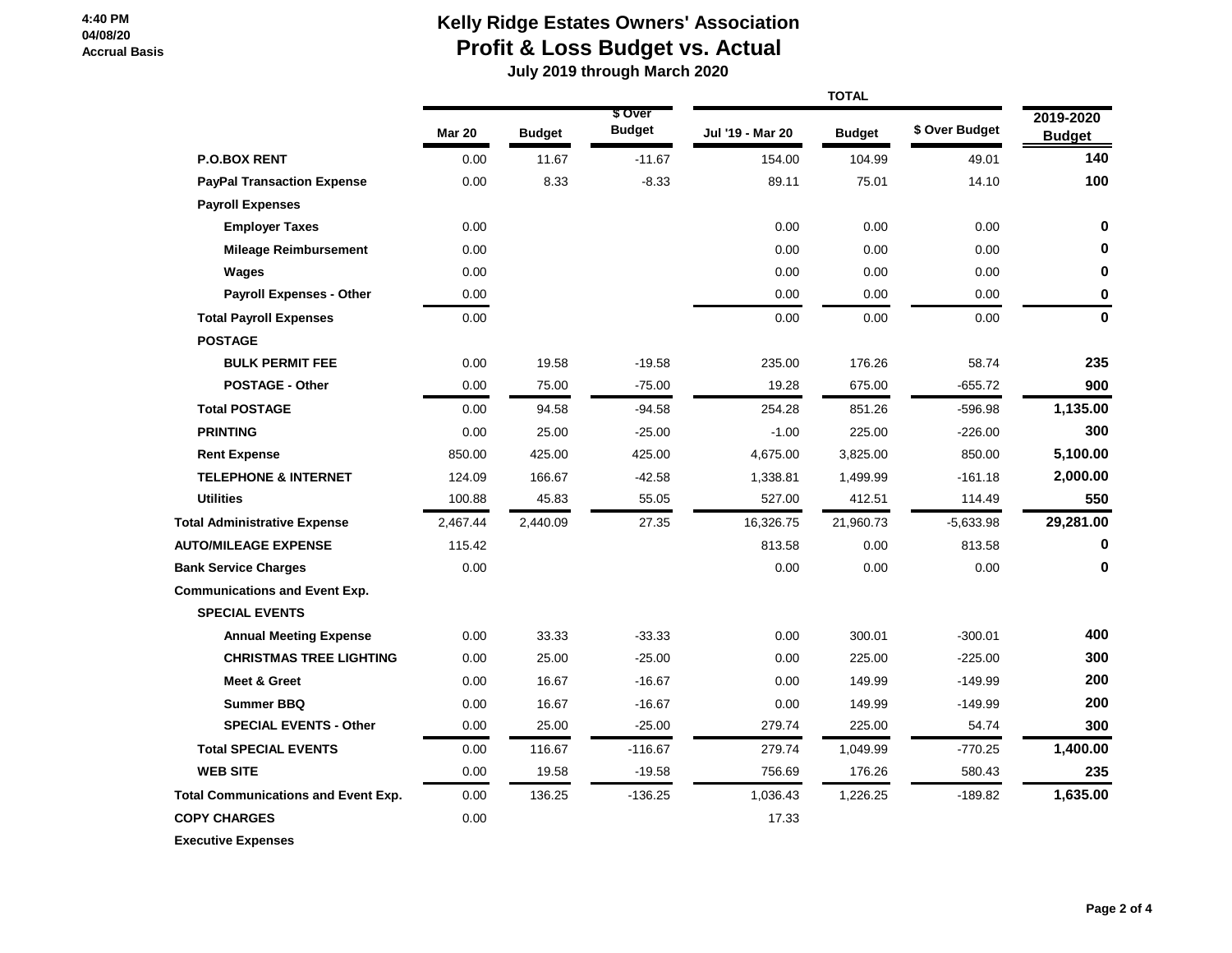**4:40 PM**
**04/08/20**
**Accrual Basis**

# Kelly Ridge Estates Owners' Association
## Profit & Loss Budget vs. Actual
### July 2019 through March 2020

| | Mar 20 | Budget | $ Over Budget | Jul '19 - Mar 20 | Budget | $ Over Budget | 2019-2020 Budget |
|---|---|---|---|---|---|---|---|
| | | | | TOTAL | | | |
| **P.O.BOX RENT** | 0.00 | 11.67 | -11.67 | 154.00 | 104.99 | 49.01 | **140** |
| **PayPal Transaction Expense** | 0.00 | 8.33 | -8.33 | 89.11 | 75.01 | 14.10 | **100** |
| **Payroll Expenses** | | | | | | | |
| **Employer Taxes** | 0.00 | | | 0.00 | 0.00 | 0.00 | **0** |
| **Mileage Reimbursement** | 0.00 | | | 0.00 | 0.00 | 0.00 | **0** |
| **Wages** | 0.00 | | | 0.00 | 0.00 | 0.00 | **0** |
| **Payroll Expenses - Other** | 0.00 | | | 0.00 | 0.00 | 0.00 | **0** |
| **Total Payroll Expenses** | 0.00 | | | 0.00 | 0.00 | 0.00 | **0** |
| **POSTAGE** | | | | | | | |
| **BULK PERMIT FEE** | 0.00 | 19.58 | -19.58 | 235.00 | 176.26 | 58.74 | **235** |
| **POSTAGE - Other** | 0.00 | 75.00 | -75.00 | 19.28 | 675.00 | -655.72 | **900** |
| **Total POSTAGE** | 0.00 | 94.58 | -94.58 | 254.28 | 851.26 | -596.98 | **1,135.00** |
| **PRINTING** | 0.00 | 25.00 | -25.00 | -1.00 | 225.00 | -226.00 | **300** |
| **Rent Expense** | 850.00 | 425.00 | 425.00 | 4,675.00 | 3,825.00 | 850.00 | **5,100.00** |
| **TELEPHONE & INTERNET** | 124.09 | 166.67 | -42.58 | 1,338.81 | 1,499.99 | -161.18 | **2,000.00** |
| **Utilities** | 100.88 | 45.83 | 55.05 | 527.00 | 412.51 | 114.49 | **550** |
| **Total Administrative Expense** | 2,467.44 | 2,440.09 | 27.35 | 16,326.75 | 21,960.73 | -5,633.98 | **29,281.00** |
| **AUTO/MILEAGE EXPENSE** | 115.42 | | | 813.58 | 0.00 | 813.58 | **0** |
| **Bank Service Charges** | 0.00 | | | 0.00 | 0.00 | 0.00 | **0** |
| **Communications and Event Exp.** | | | | | | | |
| **SPECIAL EVENTS** | | | | | | | |
| **Annual Meeting Expense** | 0.00 | 33.33 | -33.33 | 0.00 | 300.01 | -300.01 | **400** |
| **CHRISTMAS TREE LIGHTING** | 0.00 | 25.00 | -25.00 | 0.00 | 225.00 | -225.00 | **300** |
| **Meet & Greet** | 0.00 | 16.67 | -16.67 | 0.00 | 149.99 | -149.99 | **200** |
| **Summer BBQ** | 0.00 | 16.67 | -16.67 | 0.00 | 149.99 | -149.99 | **200** |
| **SPECIAL EVENTS - Other** | 0.00 | 25.00 | -25.00 | 279.74 | 225.00 | 54.74 | **300** |
| **Total SPECIAL EVENTS** | 0.00 | 116.67 | -116.67 | 279.74 | 1,049.99 | -770.25 | **1,400.00** |
| **WEB SITE** | 0.00 | 19.58 | -19.58 | 756.69 | 176.26 | 580.43 | **235** |
| **Total Communications and Event Exp.** | 0.00 | 136.25 | -136.25 | 1,036.43 | 1,226.25 | -189.82 | **1,635.00** |
| **COPY CHARGES** | 0.00 | | | 17.33 | | | |
| **Executive Expenses** | | | | | | | |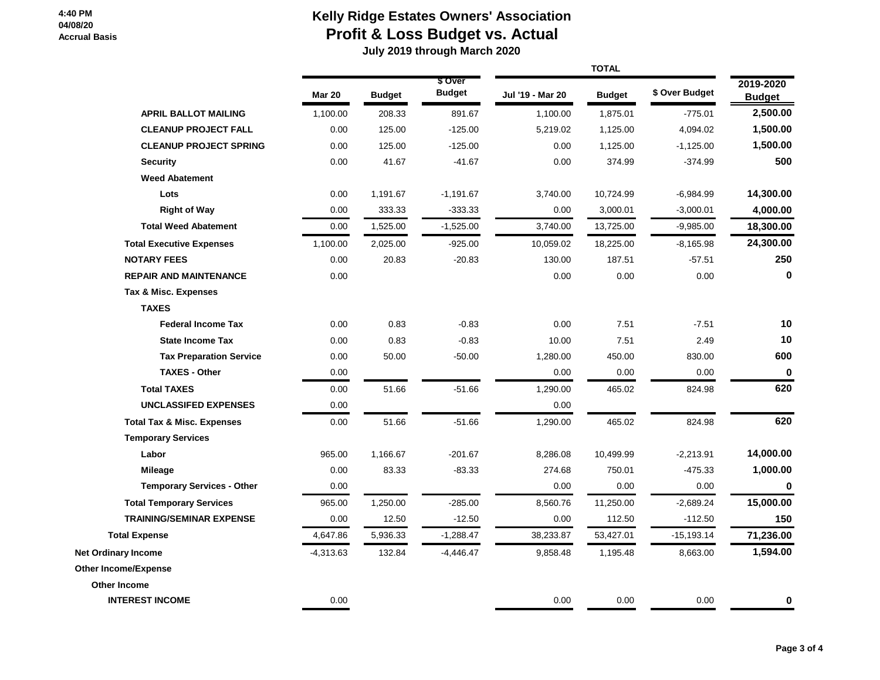# Kelly Ridge Estates Owners' Association

## Profit & Loss Budget vs. Actual

### July 2019 through March 2020

4:40 PM
04/08/20
Accrual Basis

| | Mar 20 | Budget | $ Over Budget | Jul '19 - Mar 20 | Budget | $ Over Budget | 2019-2020 Budget |
|---|---|---|---|---|---|---|---|
| | | | | TOTAL | | | |
| **APRIL BALLOT MAILING** | 1,100.00 | 208.33 | 891.67 | 1,100.00 | 1,875.01 | -775.01 | **2,500.00** |
| **CLEANUP PROJECT FALL** | 0.00 | 125.00 | -125.00 | 5,219.02 | 1,125.00 | 4,094.02 | **1,500.00** |
| **CLEANUP PROJECT SPRING** | 0.00 | 125.00 | -125.00 | 0.00 | 1,125.00 | -1,125.00 | **1,500.00** |
| **Security** | 0.00 | 41.67 | -41.67 | 0.00 | 374.99 | -374.99 | **500** |
| **Weed Abatement** | | | | | | | |
| **Lots** | 0.00 | 1,191.67 | -1,191.67 | 3,740.00 | 10,724.99 | -6,984.99 | **14,300.00** |
| **Right of Way** | 0.00 | 333.33 | -333.33 | 0.00 | 3,000.01 | -3,000.01 | **4,000.00** |
| **Total Weed Abatement** | 0.00 | 1,525.00 | -1,525.00 | 3,740.00 | 13,725.00 | -9,985.00 | **18,300.00** |
| **Total Executive Expenses** | 1,100.00 | 2,025.00 | -925.00 | 10,059.02 | 18,225.00 | -8,165.98 | **24,300.00** |
| **NOTARY FEES** | 0.00 | 20.83 | -20.83 | 130.00 | 187.51 | -57.51 | **250** |
| **REPAIR AND MAINTENANCE** | 0.00 | | | 0.00 | 0.00 | 0.00 | **0** |
| **Tax & Misc. Expenses** | | | | | | | |
| **TAXES** | | | | | | | |
| **Federal Income Tax** | 0.00 | 0.83 | -0.83 | 0.00 | 7.51 | -7.51 | **10** |
| **State Income Tax** | 0.00 | 0.83 | -0.83 | 10.00 | 7.51 | 2.49 | **10** |
| **Tax Preparation Service** | 0.00 | 50.00 | -50.00 | 1,280.00 | 450.00 | 830.00 | **600** |
| **TAXES - Other** | 0.00 | | | 0.00 | 0.00 | 0.00 | **0** |
| **Total TAXES** | 0.00 | 51.66 | -51.66 | 1,290.00 | 465.02 | 824.98 | **620** |
| **UNCLASSIFED EXPENSES** | 0.00 | | | 0.00 | | | |
| **Total Tax & Misc. Expenses** | 0.00 | 51.66 | -51.66 | 1,290.00 | 465.02 | 824.98 | **620** |
| **Temporary Services** | | | | | | | |
| **Labor** | 965.00 | 1,166.67 | -201.67 | 8,286.08 | 10,499.99 | -2,213.91 | **14,000.00** |
| **Mileage** | 0.00 | 83.33 | -83.33 | 274.68 | 750.01 | -475.33 | **1,000.00** |
| **Temporary Services - Other** | 0.00 | | | 0.00 | 0.00 | 0.00 | **0** |
| **Total Temporary Services** | 965.00 | 1,250.00 | -285.00 | 8,560.76 | 11,250.00 | -2,689.24 | **15,000.00** |
| **TRAINING/SEMINAR EXPENSE** | 0.00 | 12.50 | -12.50 | 0.00 | 112.50 | -112.50 | **150** |
| **Total Expense** | 4,647.86 | 5,936.33 | -1,288.47 | 38,233.87 | 53,427.01 | -15,193.14 | **71,236.00** |
| **Net Ordinary Income** | -4,313.63 | 132.84 | -4,446.47 | 9,858.48 | 1,195.48 | 8,663.00 | **1,594.00** |
| **Other Income/Expense** | | | | | | | |
| **Other Income** | | | | | | | |
| **INTEREST INCOME** | 0.00 | | | 0.00 | 0.00 | 0.00 | **0** |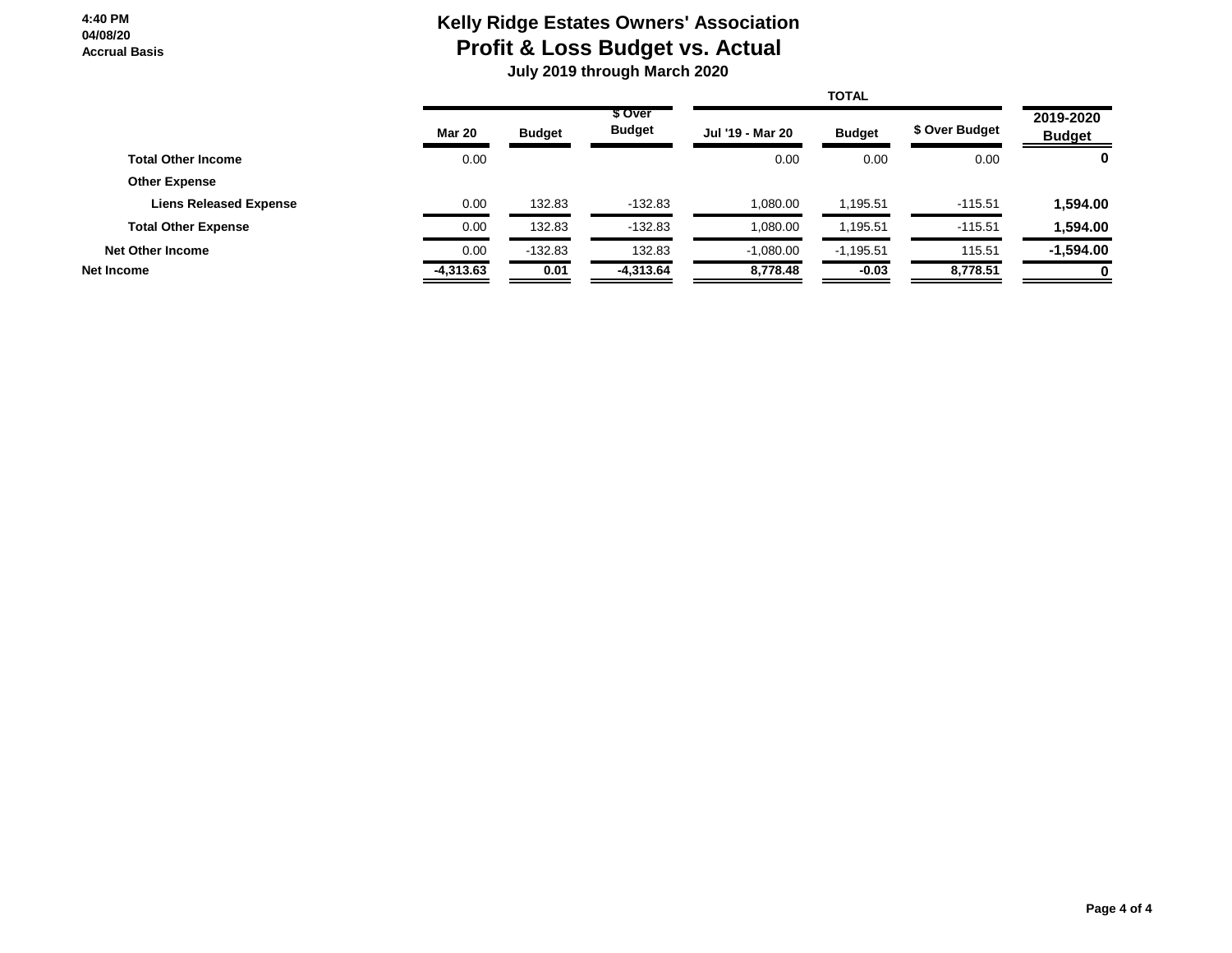# Kelly Ridge Estates Owners' Association
## Profit & Loss Budget vs. Actual
### July 2019 through March 2020

4:40 PM
04/08/20
Accrual Basis

| | Mar 20 | Budget | $ Over Budget | Jul '19 - Mar 20 | Budget | $ Over Budget | 2019-2020 Budget |
|---|---|---|---|---|---|---|---|
| | | | | TOTAL | | | |
| **Total Other Income** | 0.00 | | | 0.00 | 0.00 | 0.00 | **0** |
| **Other Expense** | | | | | | | |
| **Liens Released Expense** | 0.00 | 132.83 | -132.83 | 1,080.00 | 1,195.51 | -115.51 | **1,594.00** |
| **Total Other Expense** | 0.00 | 132.83 | -132.83 | 1,080.00 | 1,195.51 | -115.51 | **1,594.00** |
| **Net Other Income** | 0.00 | -132.83 | 132.83 | -1,080.00 | -1,195.51 | 115.51 | **-1,594.00** |
| **Net Income** | **-4,313.63** | **0.01** | **-4,313.64** | **8,778.48** | **-0.03** | **8,778.51** | **0** |